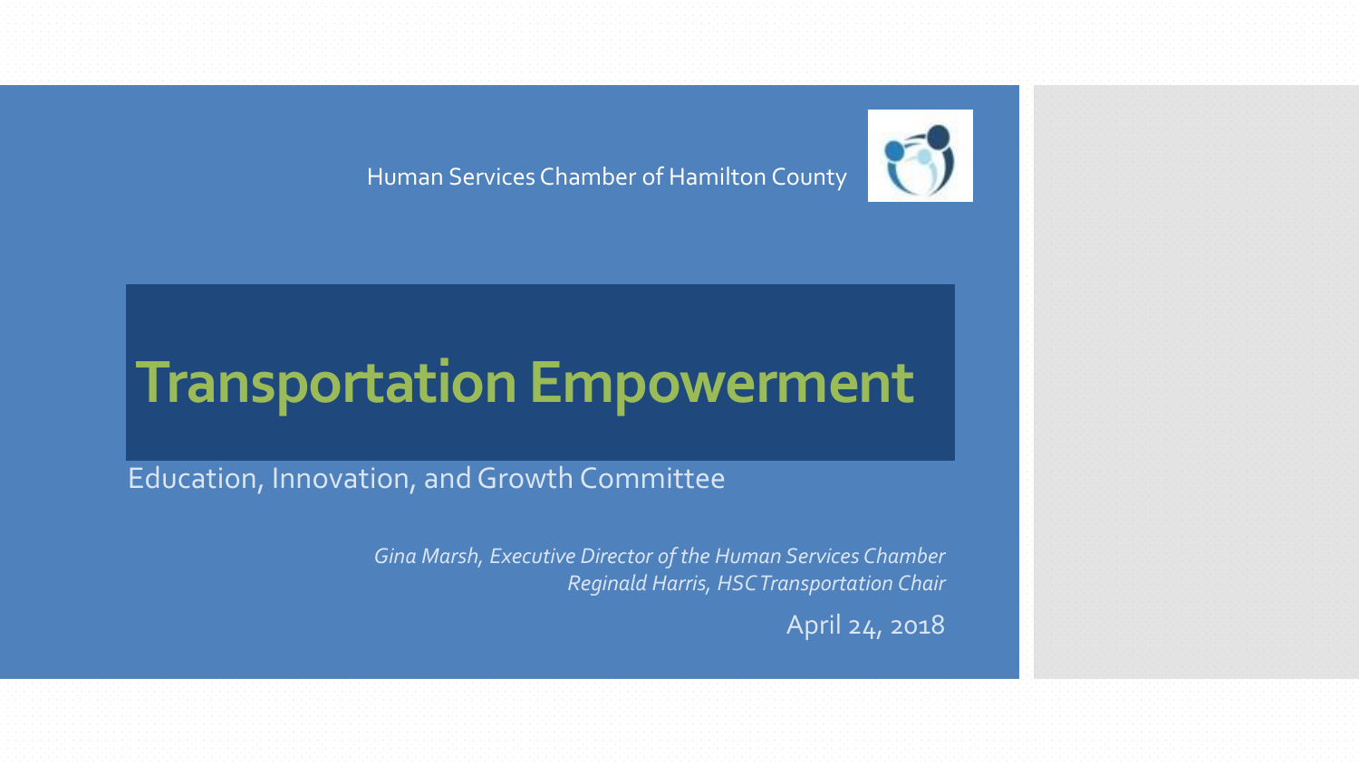Human Services Chamber of Hamilton County

# Transportation Empowerment

Education, Innovation, and Growth Committee

*Gina Marsh, Executive Director of the Human Services Chamber*
*Reginald Harris, HSC Transportation Chair*

April 24, 2018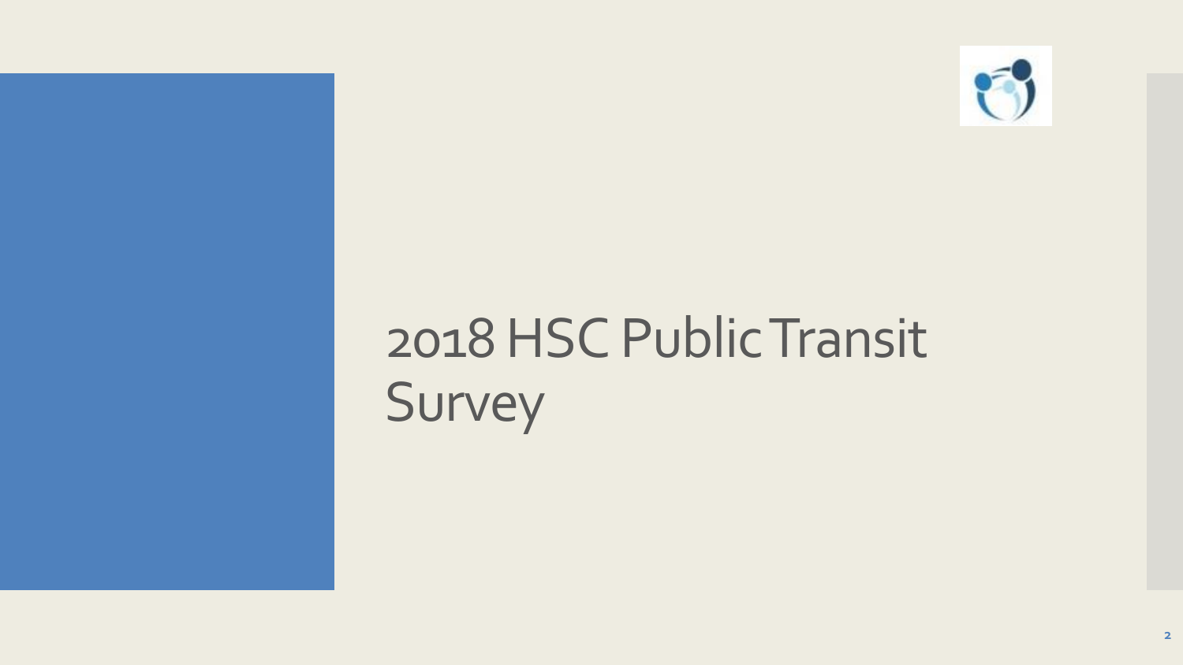# 2018 HSC Public Transit Survey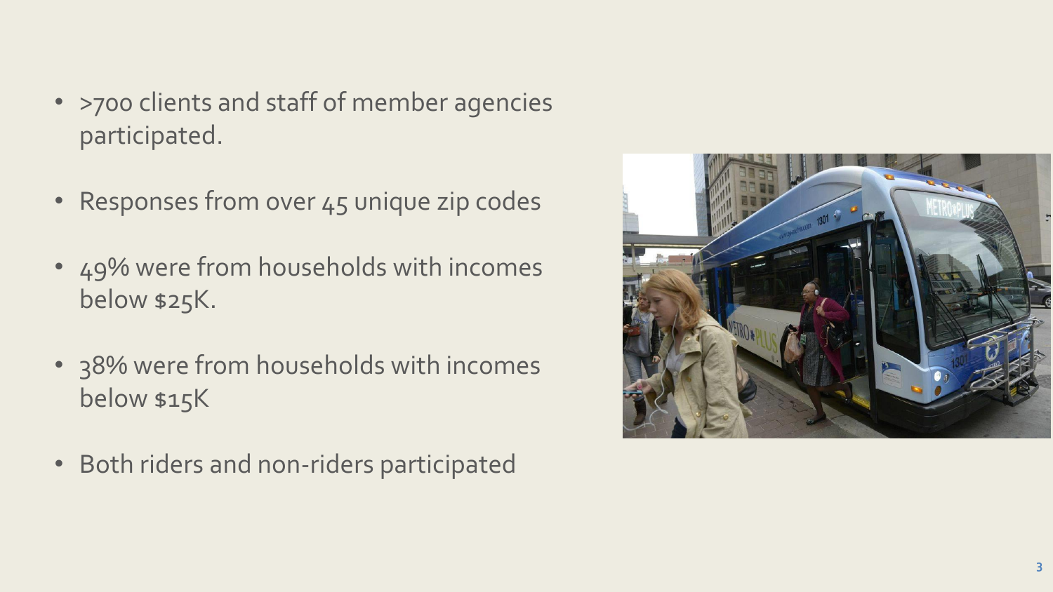- >700 clients and staff of member agencies participated.
- Responses from over 45 unique zip codes
- 49% were from households with incomes below $25K.
- 38% were from households with incomes below $15K
- Both riders and non-riders participated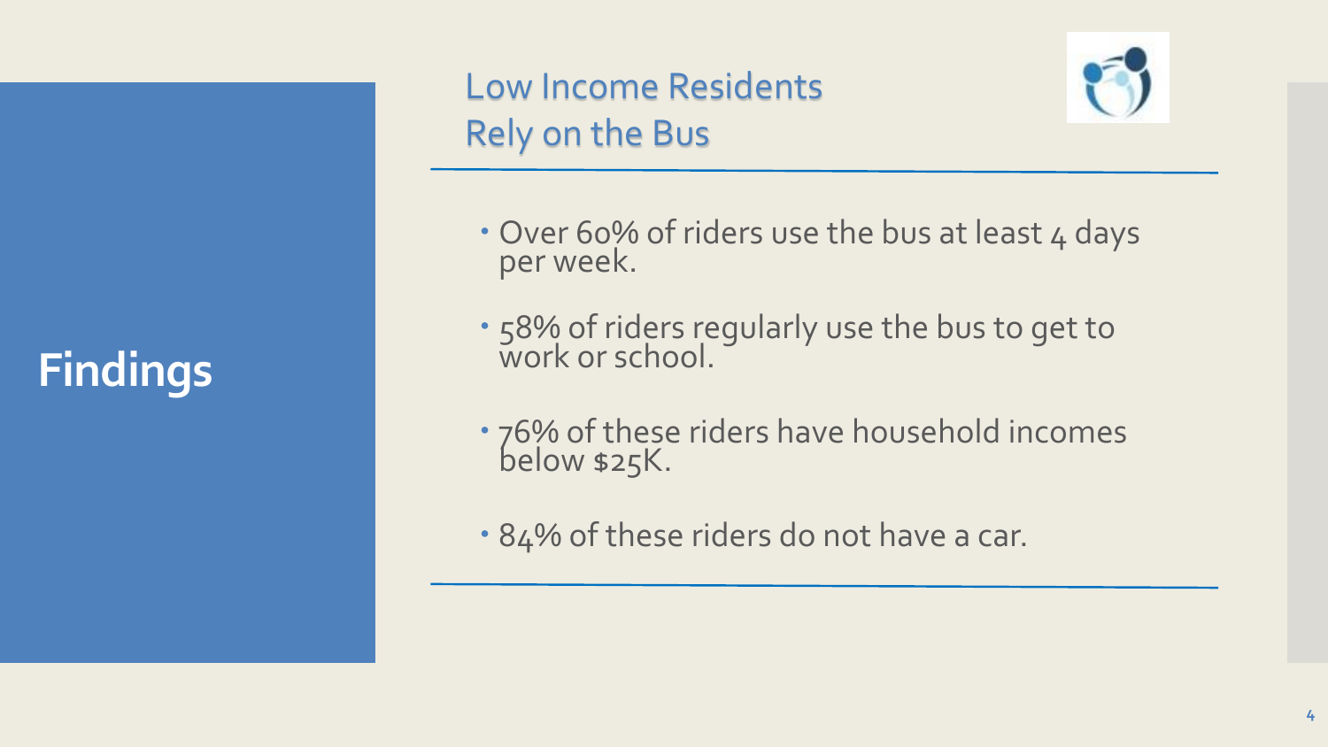# Findings

## Low Income Residents Rely on the Bus

- Over 60% of riders use the bus at least 4 days per week.
- 58% of riders regularly use the bus to get to work or school.
- 76% of these riders have household incomes below $25K.
- 84% of these riders do not have a car.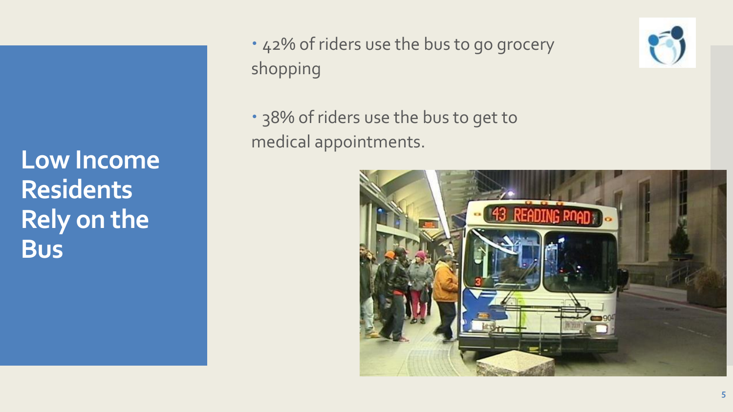# Low Income Residents Rely on the Bus

- 42% of riders use the bus to go grocery shopping

- 38% of riders use the bus to get to medical appointments.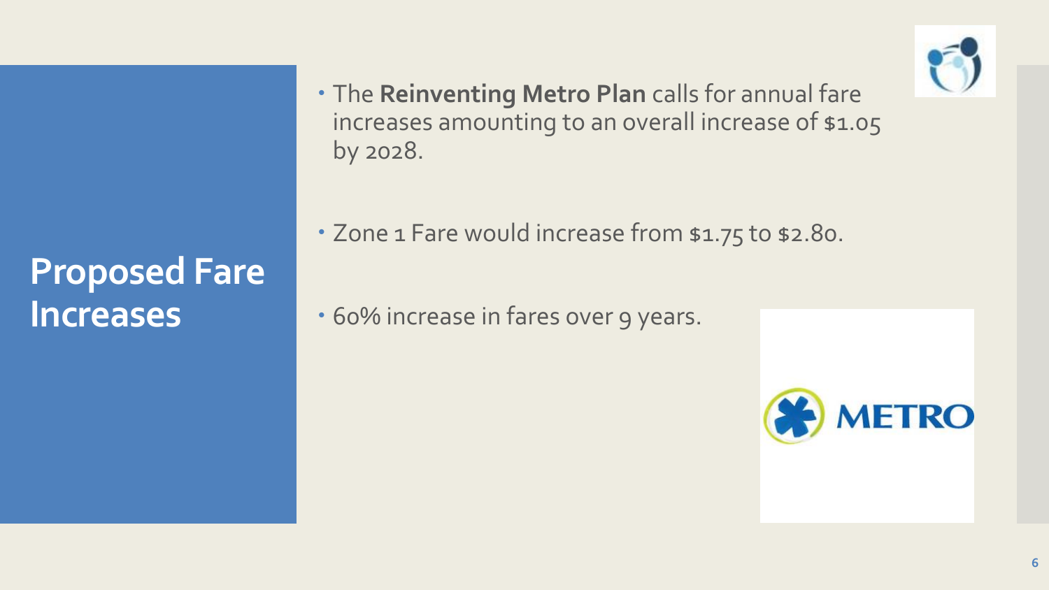# Proposed Fare Increases

- The **Reinventing Metro Plan** calls for annual fare increases amounting to an overall increase of $1.05 by 2028.
- Zone 1 Fare would increase from $1.75 to $2.80.
- 60% increase in fares over 9 years.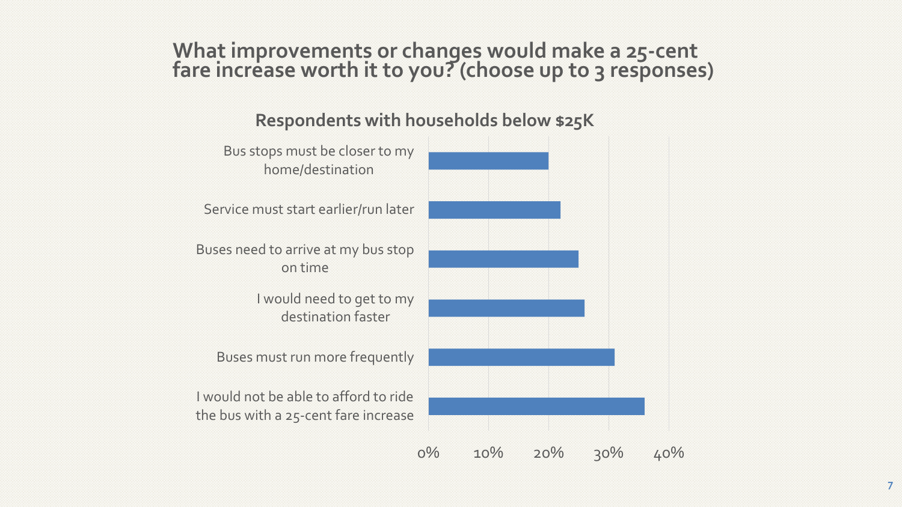# What improvements or changes would make a 25-cent fare increase worth it to you? (choose up to 3 responses)

## Respondents with households below $25K

- Bus stops must be closer to my home/destination
- Service must start earlier/run later
- Buses need to arrive at my bus stop on time
- I would need to get to my destination faster
- Buses must run more frequently
- I would not be able to afford to ride the bus with a 25-cent fare increase

0% 10% 20% 30% 40%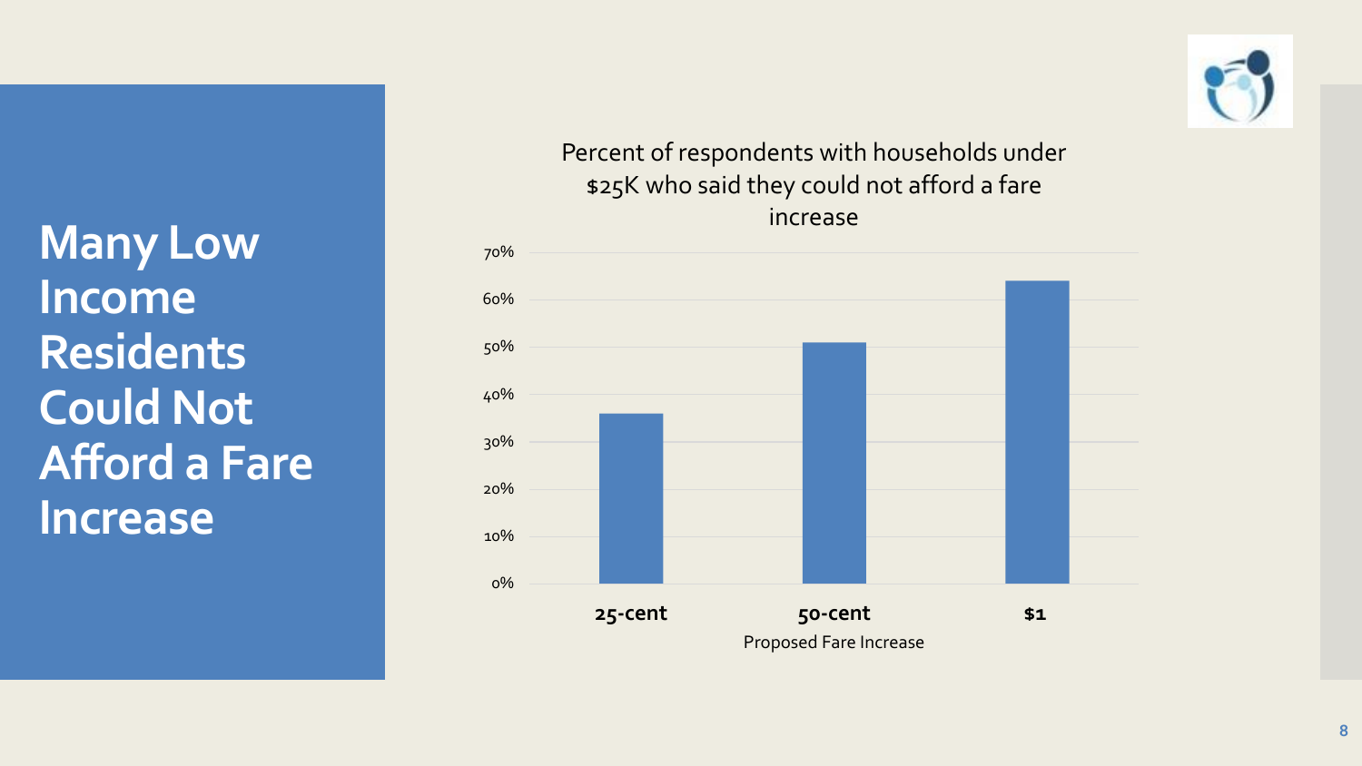# Many Low Income Residents Could Not Afford a Fare Increase

Percent of respondents with households under $25K who said they could not afford a fare increase

| Proposed Fare Increase | Percent |
| --- | --- |
| 25-cent | 36% |
| 50-cent | 51% |
| $1 | 64% |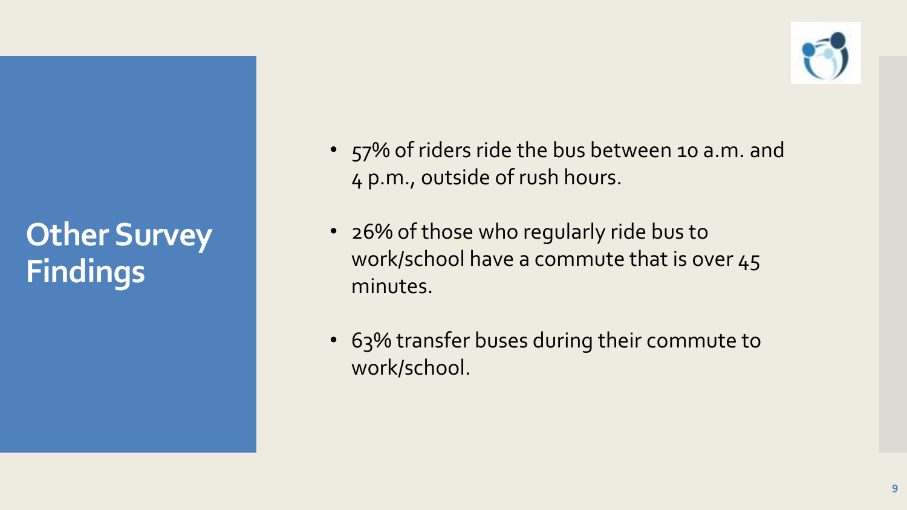# Other Survey Findings

- 57% of riders ride the bus between 10 a.m. and 4 p.m., outside of rush hours.
- 26% of those who regularly ride bus to work/school have a commute that is over 45 minutes.
- 63% transfer buses during their commute to work/school.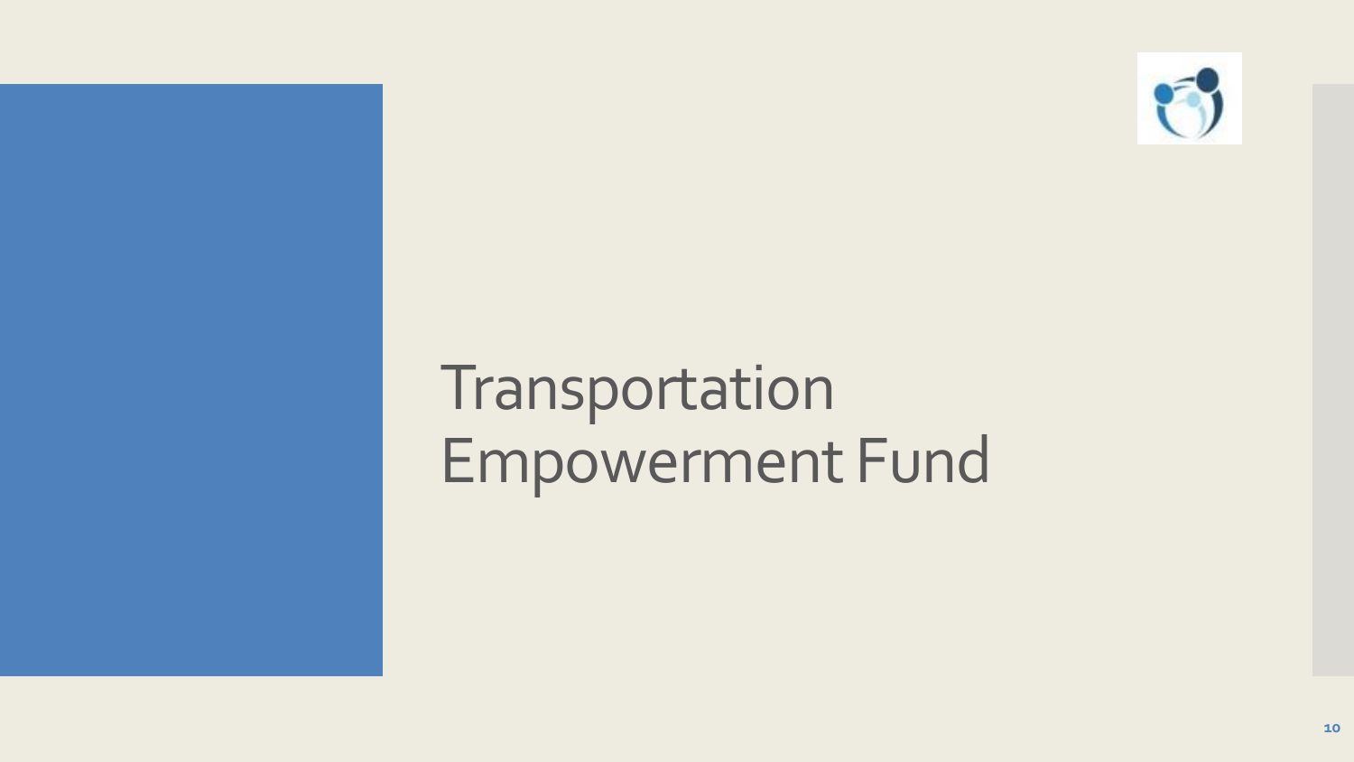# Transportation Empowerment Fund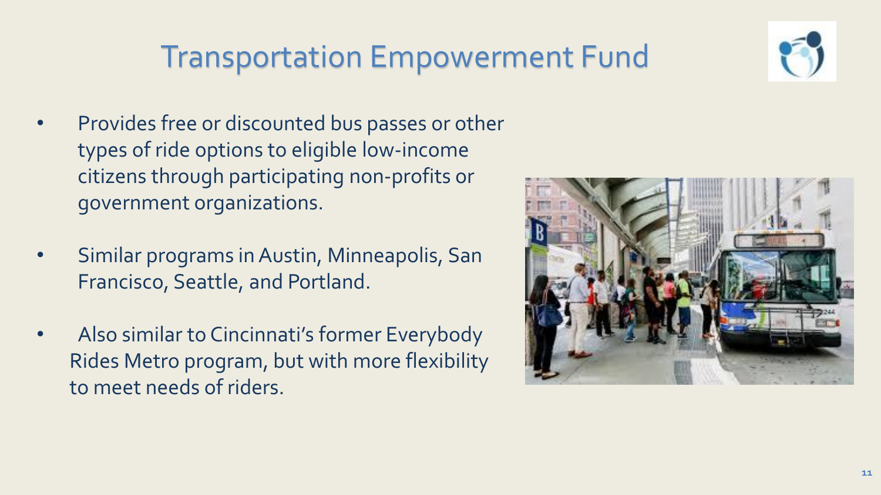# Transportation Empowerment Fund

- Provides free or discounted bus passes or other types of ride options to eligible low-income citizens through participating non-profits or government organizations.
- Similar programs in Austin, Minneapolis, San Francisco, Seattle, and Portland.
- Also similar to Cincinnati's former Everybody Rides Metro program, but with more flexibility to meet needs of riders.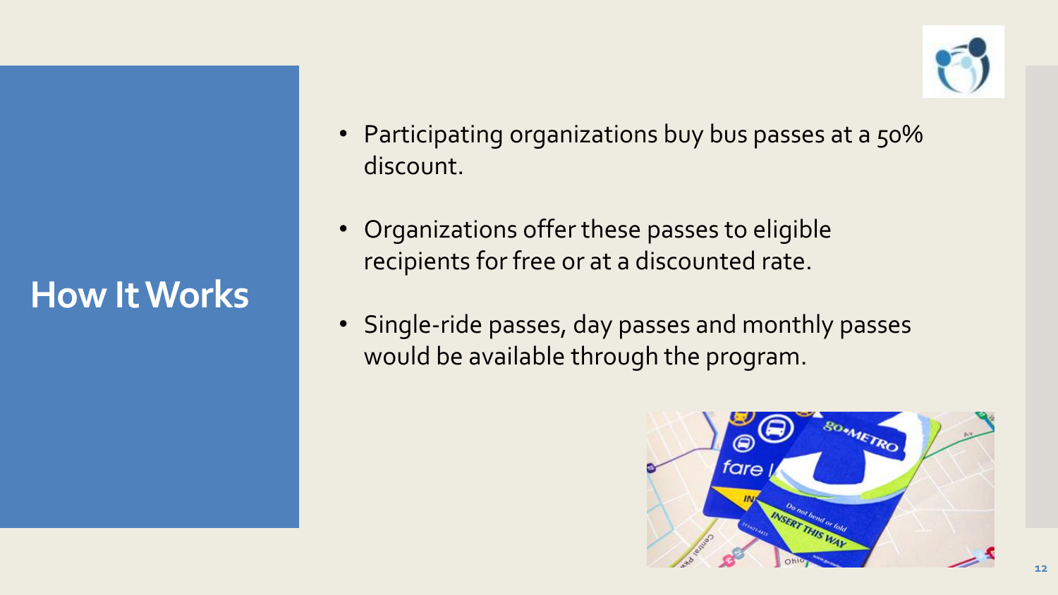# How It Works

- Participating organizations buy bus passes at a 50% discount.
- Organizations offer these passes to eligible recipients for free or at a discounted rate.
- Single-ride passes, day passes and monthly passes would be available through the program.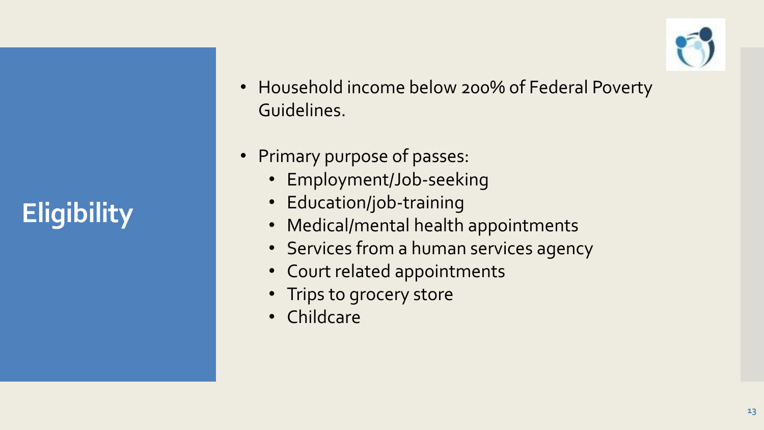# Eligibility

- Household income below 200% of Federal Poverty Guidelines.
- Primary purpose of passes:
  - Employment/Job-seeking
  - Education/job-training
  - Medical/mental health appointments
  - Services from a human services agency
  - Court related appointments
  - Trips to grocery store
  - Childcare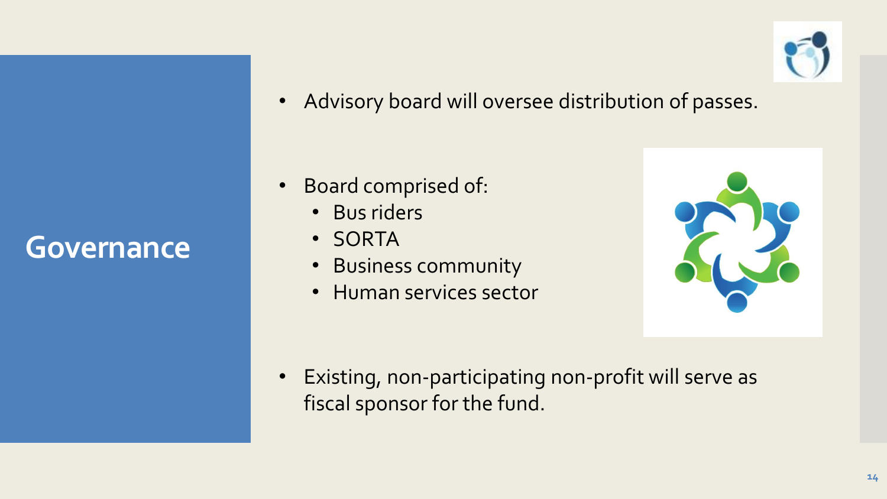# Governance

- Advisory board will oversee distribution of passes.

- Board comprised of:
  - Bus riders
  - SORTA
  - Business community
  - Human services sector

- Existing, non-participating non-profit will serve as fiscal sponsor for the fund.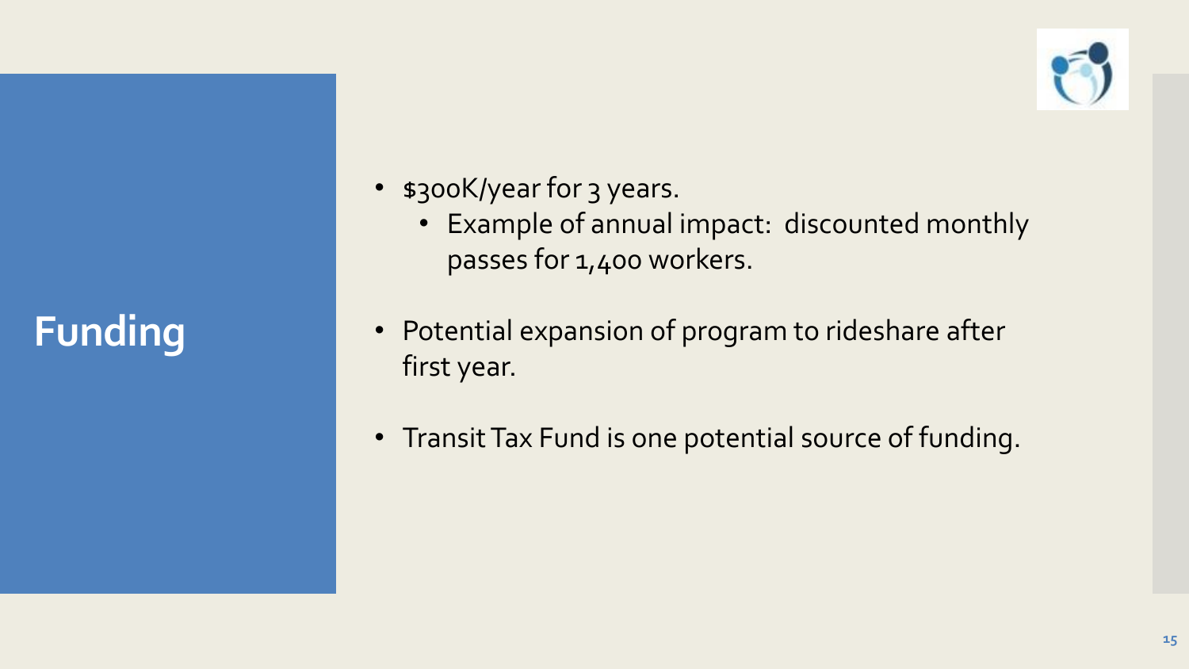# Funding

- $300K/year for 3 years.
  - Example of annual impact: discounted monthly passes for 1,400 workers.
- Potential expansion of program to rideshare after first year.
- Transit Tax Fund is one potential source of funding.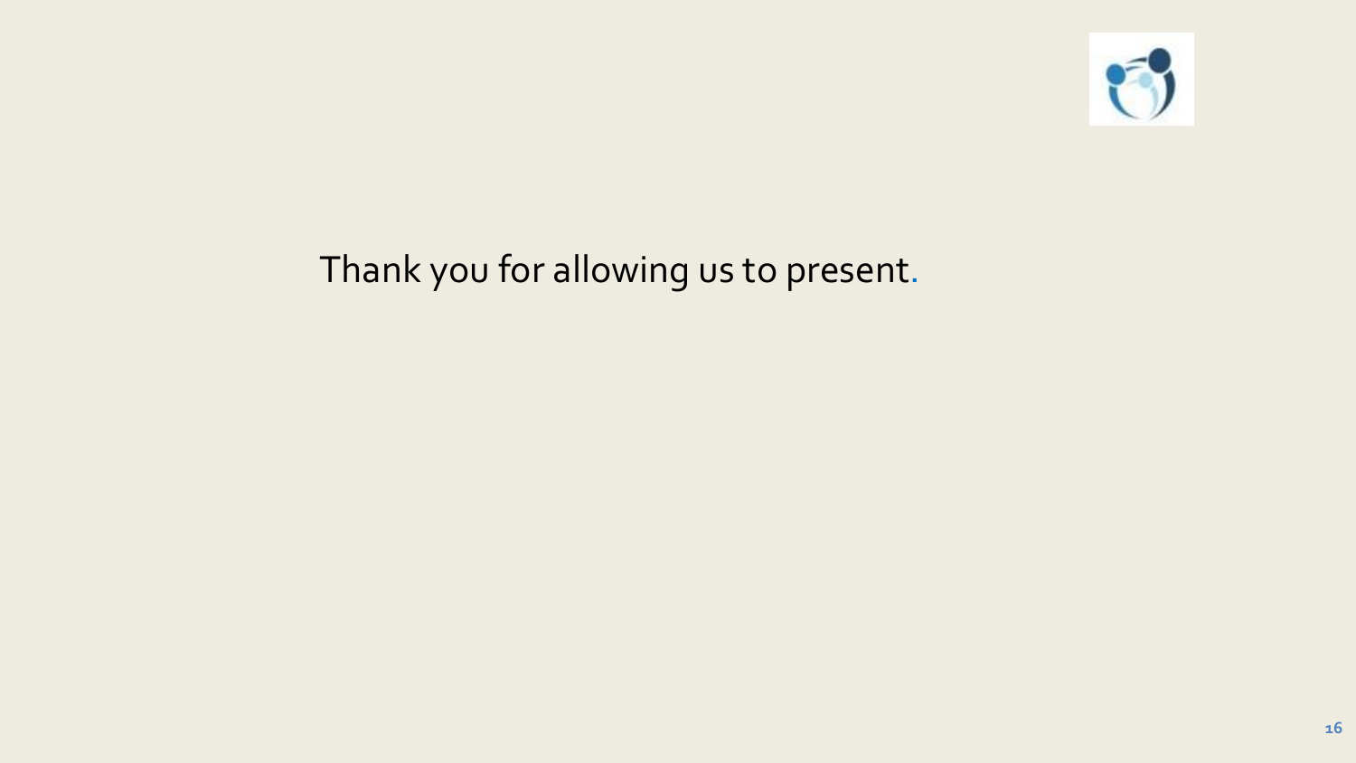Thank you for allowing us to present.